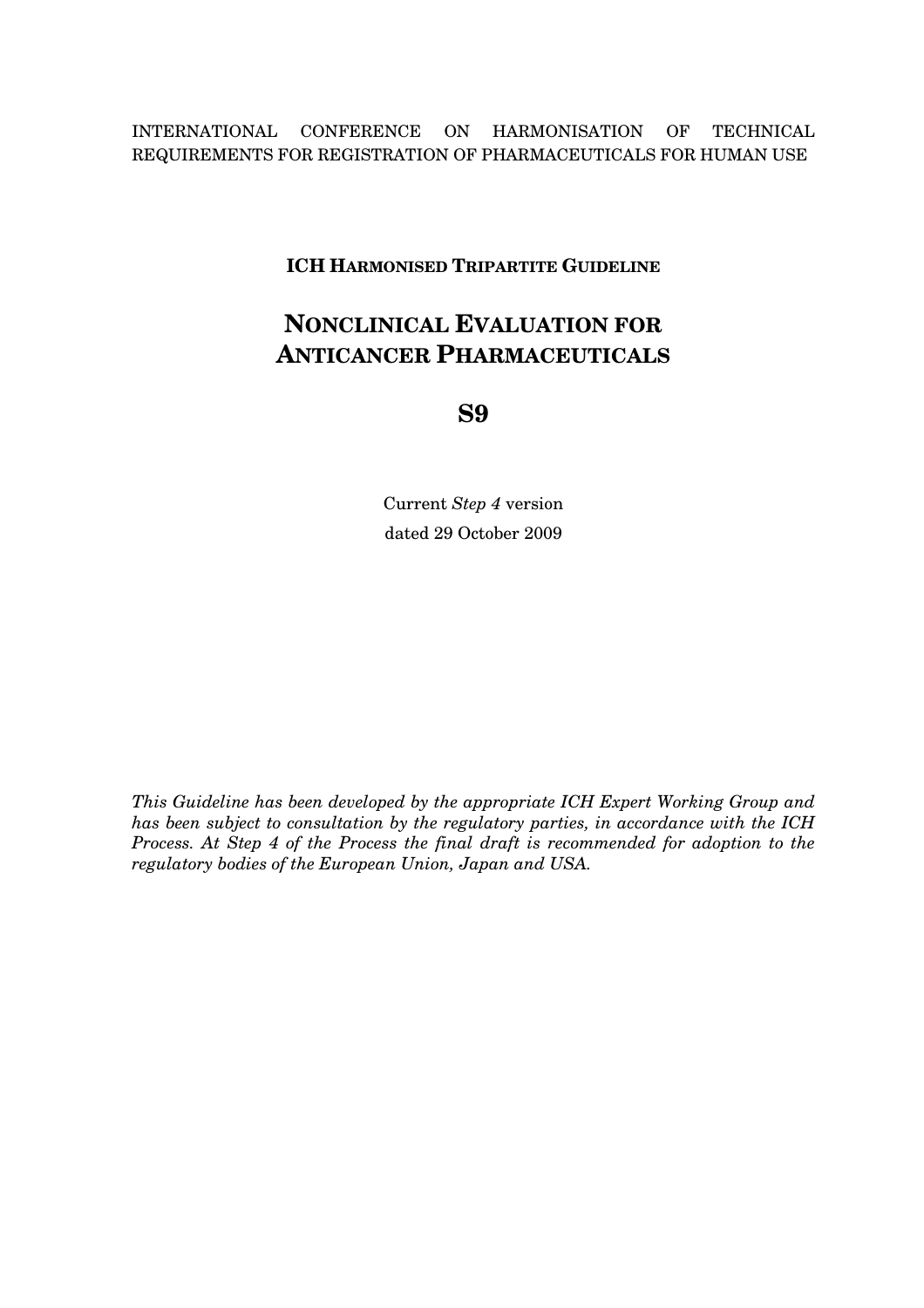INTERNATIONAL CONFERENCE ON HARMONISATION OF TECHNICAL REQUIREMENTS FOR REGISTRATION OF PHARMACEUTICALS FOR HUMAN USE

**ICH HARMONISED TRIPARTITE GUIDELINE**

# NONCLINICAL EVALUATION FOR ANTICANCER PHARMACEUTICALS

# S9

Current *Step 4* version
dated 29 October 2009

*This Guideline has been developed by the appropriate ICH Expert Working Group and has been subject to consultation by the regulatory parties, in accordance with the ICH Process. At Step 4 of the Process the final draft is recommended for adoption to the regulatory bodies of the European Union, Japan and USA.*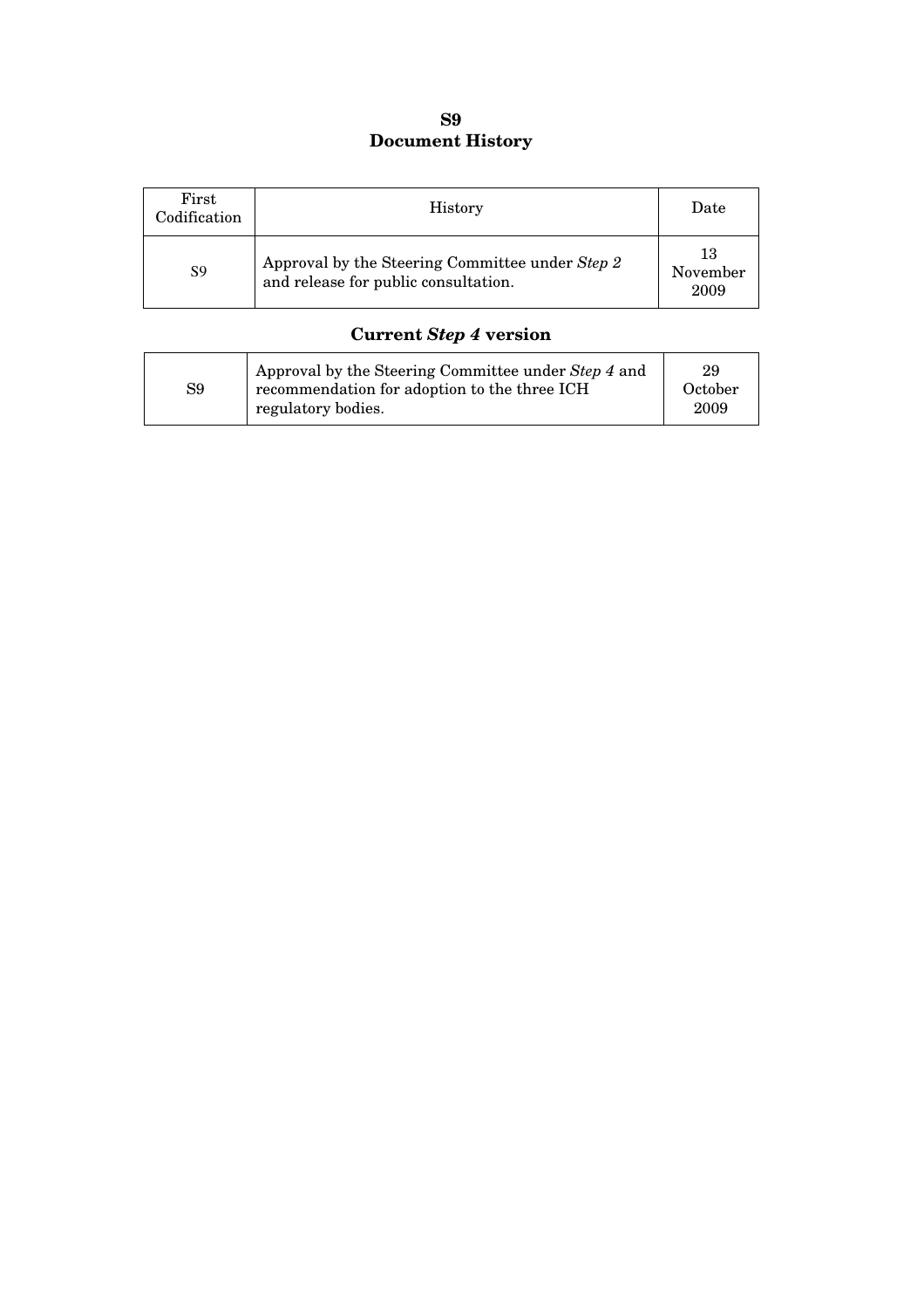# S9
# Document History

| First Codification | History | Date |
|---|---|---|
| S9 | Approval by the Steering Committee under *Step 2* and release for public consultation. | 13 November 2009 |

## Current *Step 4* version

| | | |
|---|---|---|
| S9 | Approval by the Steering Committee under *Step 4* and recommendation for adoption to the three ICH regulatory bodies. | 29 October 2009 |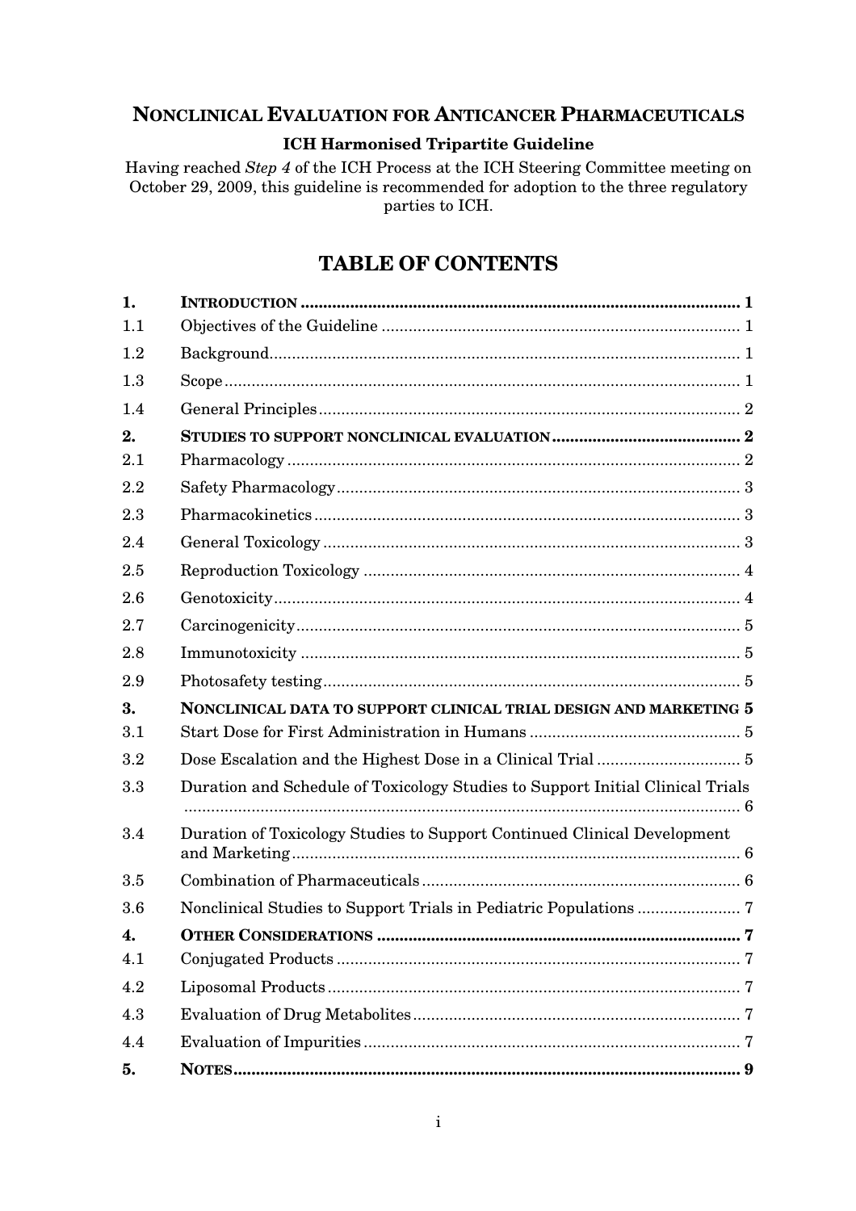## NONCLINICAL EVALUATION FOR ANTICANCER PHARMACEUTICALS

**ICH Harmonised Tripartite Guideline**

Having reached *Step 4* of the ICH Process at the ICH Steering Committee meeting on October 29, 2009, this guideline is recommended for adoption to the three regulatory parties to ICH.

# TABLE OF CONTENTS

| | | |
|---|---|---|
| **1.** | **INTRODUCTION** | **1** |
| 1.1 | Objectives of the Guideline | 1 |
| 1.2 | Background | 1 |
| 1.3 | Scope | 1 |
| 1.4 | General Principles | 2 |
| **2.** | **STUDIES TO SUPPORT NONCLINICAL EVALUATION** | **2** |
| 2.1 | Pharmacology | 2 |
| 2.2 | Safety Pharmacology | 3 |
| 2.3 | Pharmacokinetics | 3 |
| 2.4 | General Toxicology | 3 |
| 2.5 | Reproduction Toxicology | 4 |
| 2.6 | Genotoxicity | 4 |
| 2.7 | Carcinogenicity | 5 |
| 2.8 | Immunotoxicity | 5 |
| 2.9 | Photosafety testing | 5 |
| **3.** | **NONCLINICAL DATA TO SUPPORT CLINICAL TRIAL DESIGN AND MARKETING** | **5** |
| 3.1 | Start Dose for First Administration in Humans | 5 |
| 3.2 | Dose Escalation and the Highest Dose in a Clinical Trial | 5 |
| 3.3 | Duration and Schedule of Toxicology Studies to Support Initial Clinical Trials | 6 |
| 3.4 | Duration of Toxicology Studies to Support Continued Clinical Development and Marketing | 6 |
| 3.5 | Combination of Pharmaceuticals | 6 |
| 3.6 | Nonclinical Studies to Support Trials in Pediatric Populations | 7 |
| **4.** | **OTHER CONSIDERATIONS** | **7** |
| 4.1 | Conjugated Products | 7 |
| 4.2 | Liposomal Products | 7 |
| 4.3 | Evaluation of Drug Metabolites | 7 |
| 4.4 | Evaluation of Impurities | 7 |
| **5.** | **NOTES** | **9** |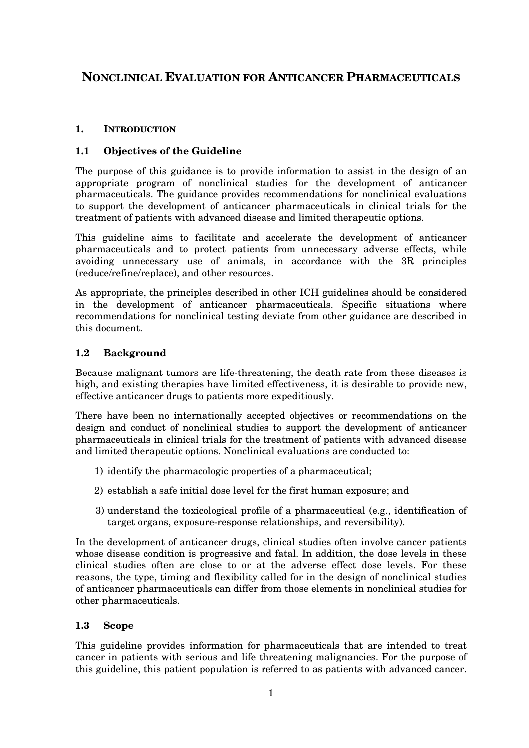# NONCLINICAL EVALUATION FOR ANTICANCER PHARMACEUTICALS

## 1. INTRODUCTION

### 1.1 Objectives of the Guideline

The purpose of this guidance is to provide information to assist in the design of an appropriate program of nonclinical studies for the development of anticancer pharmaceuticals. The guidance provides recommendations for nonclinical evaluations to support the development of anticancer pharmaceuticals in clinical trials for the treatment of patients with advanced disease and limited therapeutic options.

This guideline aims to facilitate and accelerate the development of anticancer pharmaceuticals and to protect patients from unnecessary adverse effects, while avoiding unnecessary use of animals, in accordance with the 3R principles (reduce/refine/replace), and other resources.

As appropriate, the principles described in other ICH guidelines should be considered in the development of anticancer pharmaceuticals. Specific situations where recommendations for nonclinical testing deviate from other guidance are described in this document.

### 1.2 Background

Because malignant tumors are life-threatening, the death rate from these diseases is high, and existing therapies have limited effectiveness, it is desirable to provide new, effective anticancer drugs to patients more expeditiously.

There have been no internationally accepted objectives or recommendations on the design and conduct of nonclinical studies to support the development of anticancer pharmaceuticals in clinical trials for the treatment of patients with advanced disease and limited therapeutic options. Nonclinical evaluations are conducted to:

1) identify the pharmacologic properties of a pharmaceutical;
2) establish a safe initial dose level for the first human exposure; and
3) understand the toxicological profile of a pharmaceutical (e.g., identification of target organs, exposure-response relationships, and reversibility).

In the development of anticancer drugs, clinical studies often involve cancer patients whose disease condition is progressive and fatal. In addition, the dose levels in these clinical studies often are close to or at the adverse effect dose levels. For these reasons, the type, timing and flexibility called for in the design of nonclinical studies of anticancer pharmaceuticals can differ from those elements in nonclinical studies for other pharmaceuticals.

### 1.3 Scope

This guideline provides information for pharmaceuticals that are intended to treat cancer in patients with serious and life threatening malignancies. For the purpose of this guideline, this patient population is referred to as patients with advanced cancer.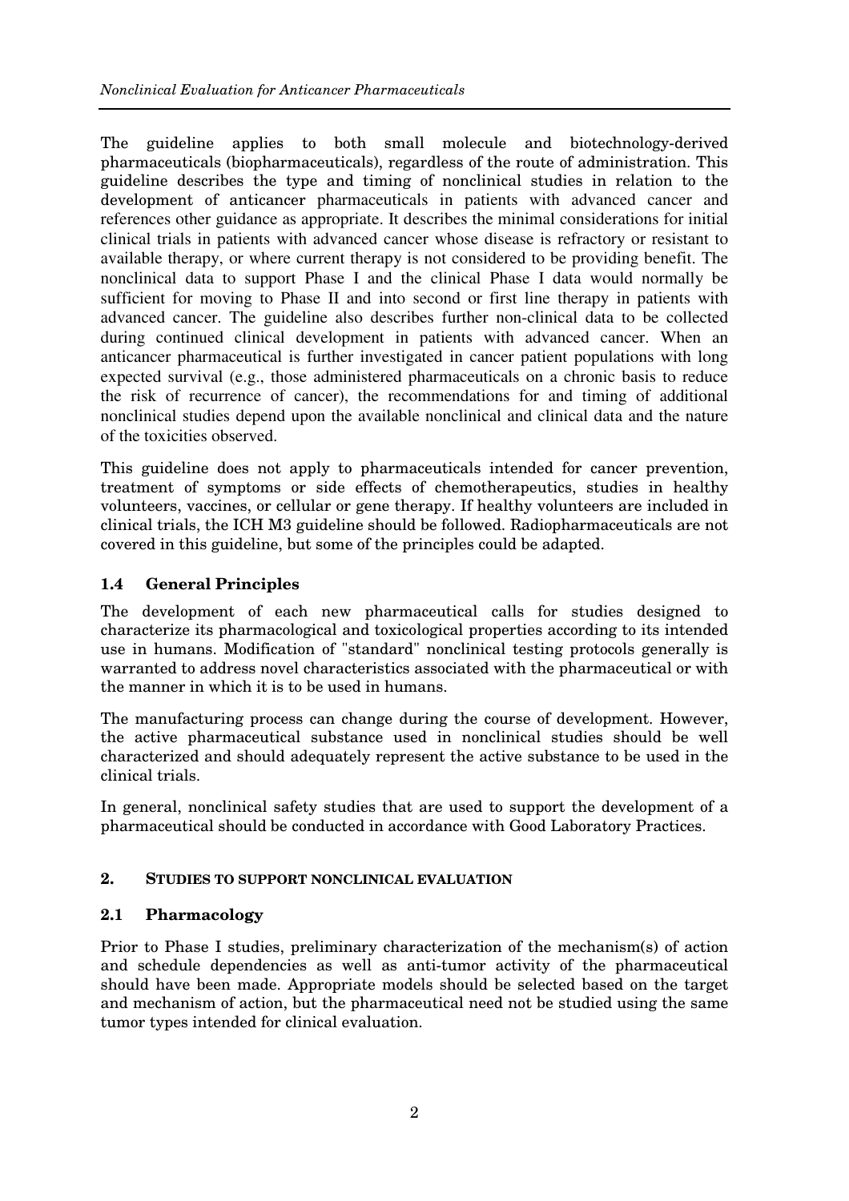The guideline applies to both small molecule and biotechnology-derived pharmaceuticals (biopharmaceuticals), regardless of the route of administration. This guideline describes the type and timing of nonclinical studies in relation to the development of anticancer pharmaceuticals in patients with advanced cancer and references other guidance as appropriate. It describes the minimal considerations for initial clinical trials in patients with advanced cancer whose disease is refractory or resistant to available therapy, or where current therapy is not considered to be providing benefit. The nonclinical data to support Phase I and the clinical Phase I data would normally be sufficient for moving to Phase II and into second or first line therapy in patients with advanced cancer. The guideline also describes further non-clinical data to be collected during continued clinical development in patients with advanced cancer. When an anticancer pharmaceutical is further investigated in cancer patient populations with long expected survival (e.g., those administered pharmaceuticals on a chronic basis to reduce the risk of recurrence of cancer), the recommendations for and timing of additional nonclinical studies depend upon the available nonclinical and clinical data and the nature of the toxicities observed.

This guideline does not apply to pharmaceuticals intended for cancer prevention, treatment of symptoms or side effects of chemotherapeutics, studies in healthy volunteers, vaccines, or cellular or gene therapy. If healthy volunteers are included in clinical trials, the ICH M3 guideline should be followed. Radiopharmaceuticals are not covered in this guideline, but some of the principles could be adapted.

### 1.4 General Principles

The development of each new pharmaceutical calls for studies designed to characterize its pharmacological and toxicological properties according to its intended use in humans. Modification of "standard" nonclinical testing protocols generally is warranted to address novel characteristics associated with the pharmaceutical or with the manner in which it is to be used in humans.

The manufacturing process can change during the course of development. However, the active pharmaceutical substance used in nonclinical studies should be well characterized and should adequately represent the active substance to be used in the clinical trials.

In general, nonclinical safety studies that are used to support the development of a pharmaceutical should be conducted in accordance with Good Laboratory Practices.

## 2. STUDIES TO SUPPORT NONCLINICAL EVALUATION

### 2.1 Pharmacology

Prior to Phase I studies, preliminary characterization of the mechanism(s) of action and schedule dependencies as well as anti-tumor activity of the pharmaceutical should have been made. Appropriate models should be selected based on the target and mechanism of action, but the pharmaceutical need not be studied using the same tumor types intended for clinical evaluation.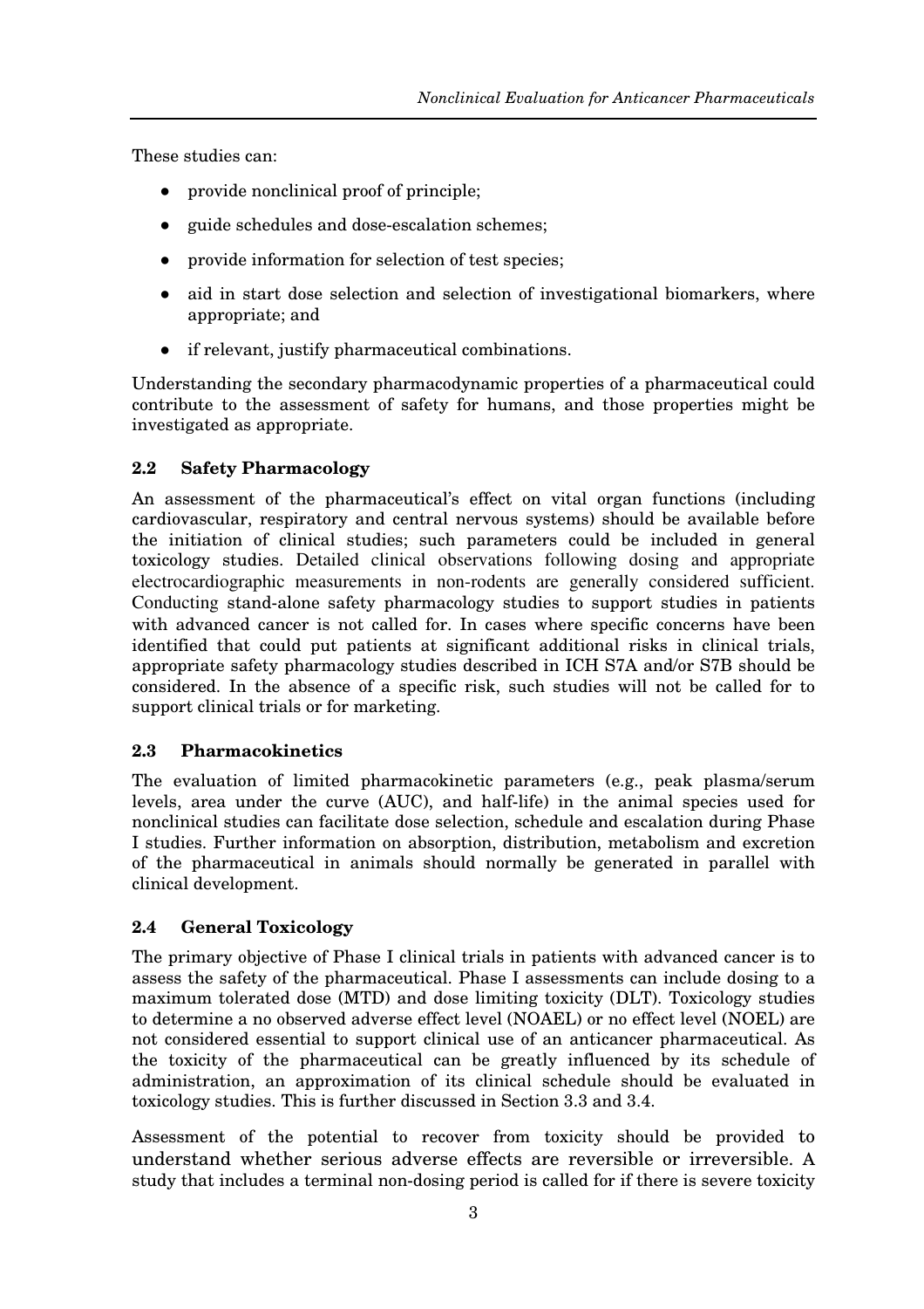These studies can:

- provide nonclinical proof of principle;
- guide schedules and dose-escalation schemes;
- provide information for selection of test species;
- aid in start dose selection and selection of investigational biomarkers, where appropriate; and
- if relevant, justify pharmaceutical combinations.

Understanding the secondary pharmacodynamic properties of a pharmaceutical could contribute to the assessment of safety for humans, and those properties might be investigated as appropriate.

### 2.2 Safety Pharmacology

An assessment of the pharmaceutical's effect on vital organ functions (including cardiovascular, respiratory and central nervous systems) should be available before the initiation of clinical studies; such parameters could be included in general toxicology studies. Detailed clinical observations following dosing and appropriate electrocardiographic measurements in non-rodents are generally considered sufficient. Conducting stand-alone safety pharmacology studies to support studies in patients with advanced cancer is not called for. In cases where specific concerns have been identified that could put patients at significant additional risks in clinical trials, appropriate safety pharmacology studies described in ICH S7A and/or S7B should be considered. In the absence of a specific risk, such studies will not be called for to support clinical trials or for marketing.

### 2.3 Pharmacokinetics

The evaluation of limited pharmacokinetic parameters (e.g., peak plasma/serum levels, area under the curve (AUC), and half-life) in the animal species used for nonclinical studies can facilitate dose selection, schedule and escalation during Phase I studies. Further information on absorption, distribution, metabolism and excretion of the pharmaceutical in animals should normally be generated in parallel with clinical development.

### 2.4 General Toxicology

The primary objective of Phase I clinical trials in patients with advanced cancer is to assess the safety of the pharmaceutical. Phase I assessments can include dosing to a maximum tolerated dose (MTD) and dose limiting toxicity (DLT). Toxicology studies to determine a no observed adverse effect level (NOAEL) or no effect level (NOEL) are not considered essential to support clinical use of an anticancer pharmaceutical. As the toxicity of the pharmaceutical can be greatly influenced by its schedule of administration, an approximation of its clinical schedule should be evaluated in toxicology studies. This is further discussed in Section 3.3 and 3.4.

Assessment of the potential to recover from toxicity should be provided to understand whether serious adverse effects are reversible or irreversible. A study that includes a terminal non-dosing period is called for if there is severe toxicity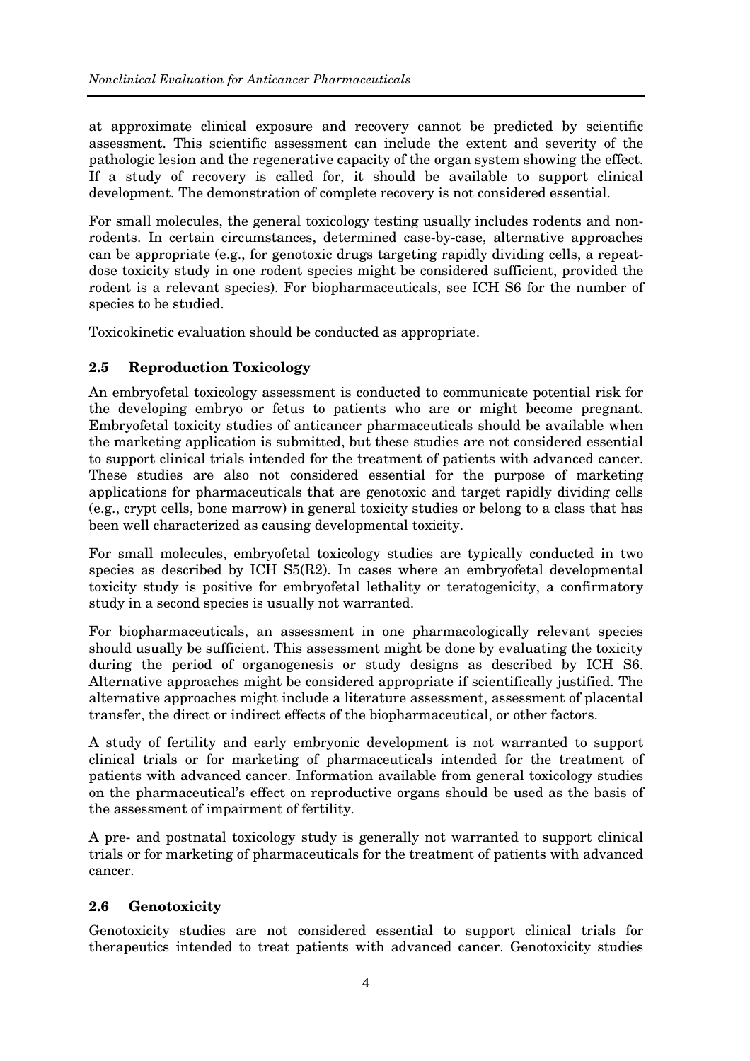at approximate clinical exposure and recovery cannot be predicted by scientific assessment. This scientific assessment can include the extent and severity of the pathologic lesion and the regenerative capacity of the organ system showing the effect. If a study of recovery is called for, it should be available to support clinical development. The demonstration of complete recovery is not considered essential.

For small molecules, the general toxicology testing usually includes rodents and non-rodents. In certain circumstances, determined case-by-case, alternative approaches can be appropriate (e.g., for genotoxic drugs targeting rapidly dividing cells, a repeat-dose toxicity study in one rodent species might be considered sufficient, provided the rodent is a relevant species). For biopharmaceuticals, see ICH S6 for the number of species to be studied.

Toxicokinetic evaluation should be conducted as appropriate.

## 2.5 Reproduction Toxicology

An embryofetal toxicology assessment is conducted to communicate potential risk for the developing embryo or fetus to patients who are or might become pregnant. Embryofetal toxicity studies of anticancer pharmaceuticals should be available when the marketing application is submitted, but these studies are not considered essential to support clinical trials intended for the treatment of patients with advanced cancer. These studies are also not considered essential for the purpose of marketing applications for pharmaceuticals that are genotoxic and target rapidly dividing cells (e.g., crypt cells, bone marrow) in general toxicity studies or belong to a class that has been well characterized as causing developmental toxicity.

For small molecules, embryofetal toxicology studies are typically conducted in two species as described by ICH S5(R2). In cases where an embryofetal developmental toxicity study is positive for embryofetal lethality or teratogenicity, a confirmatory study in a second species is usually not warranted.

For biopharmaceuticals, an assessment in one pharmacologically relevant species should usually be sufficient. This assessment might be done by evaluating the toxicity during the period of organogenesis or study designs as described by ICH S6. Alternative approaches might be considered appropriate if scientifically justified. The alternative approaches might include a literature assessment, assessment of placental transfer, the direct or indirect effects of the biopharmaceutical, or other factors.

A study of fertility and early embryonic development is not warranted to support clinical trials or for marketing of pharmaceuticals intended for the treatment of patients with advanced cancer. Information available from general toxicology studies on the pharmaceutical's effect on reproductive organs should be used as the basis of the assessment of impairment of fertility.

A pre- and postnatal toxicology study is generally not warranted to support clinical trials or for marketing of pharmaceuticals for the treatment of patients with advanced cancer.

## 2.6 Genotoxicity

Genotoxicity studies are not considered essential to support clinical trials for therapeutics intended to treat patients with advanced cancer. Genotoxicity studies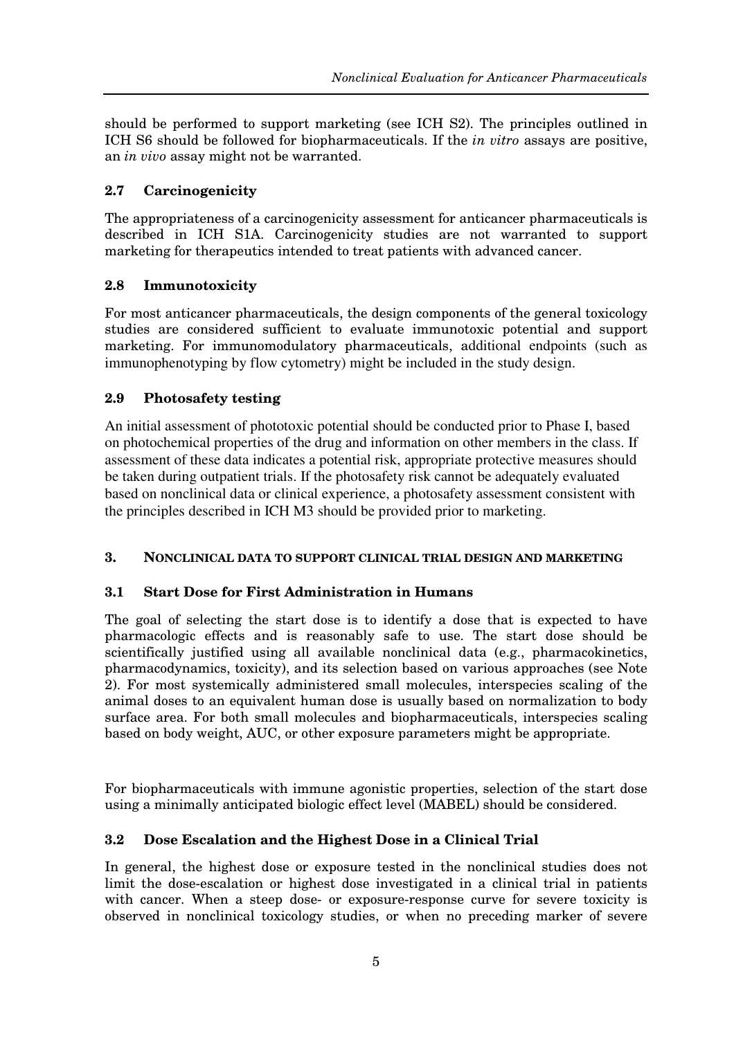should be performed to support marketing (see ICH S2). The principles outlined in ICH S6 should be followed for biopharmaceuticals. If the *in vitro* assays are positive, an *in vivo* assay might not be warranted.

### 2.7 Carcinogenicity

The appropriateness of a carcinogenicity assessment for anticancer pharmaceuticals is described in ICH S1A. Carcinogenicity studies are not warranted to support marketing for therapeutics intended to treat patients with advanced cancer.

### 2.8 Immunotoxicity

For most anticancer pharmaceuticals, the design components of the general toxicology studies are considered sufficient to evaluate immunotoxic potential and support marketing. For immunomodulatory pharmaceuticals, additional endpoints (such as immunophenotyping by flow cytometry) might be included in the study design.

### 2.9 Photosafety testing

An initial assessment of phototoxic potential should be conducted prior to Phase I, based on photochemical properties of the drug and information on other members in the class. If assessment of these data indicates a potential risk, appropriate protective measures should be taken during outpatient trials. If the photosafety risk cannot be adequately evaluated based on nonclinical data or clinical experience, a photosafety assessment consistent with the principles described in ICH M3 should be provided prior to marketing.

## 3. NONCLINICAL DATA TO SUPPORT CLINICAL TRIAL DESIGN AND MARKETING

### 3.1 Start Dose for First Administration in Humans

The goal of selecting the start dose is to identify a dose that is expected to have pharmacologic effects and is reasonably safe to use. The start dose should be scientifically justified using all available nonclinical data (e.g., pharmacokinetics, pharmacodynamics, toxicity), and its selection based on various approaches (see Note 2). For most systemically administered small molecules, interspecies scaling of the animal doses to an equivalent human dose is usually based on normalization to body surface area. For both small molecules and biopharmaceuticals, interspecies scaling based on body weight, AUC, or other exposure parameters might be appropriate.

For biopharmaceuticals with immune agonistic properties, selection of the start dose using a minimally anticipated biologic effect level (MABEL) should be considered.

### 3.2 Dose Escalation and the Highest Dose in a Clinical Trial

In general, the highest dose or exposure tested in the nonclinical studies does not limit the dose-escalation or highest dose investigated in a clinical trial in patients with cancer. When a steep dose- or exposure-response curve for severe toxicity is observed in nonclinical toxicology studies, or when no preceding marker of severe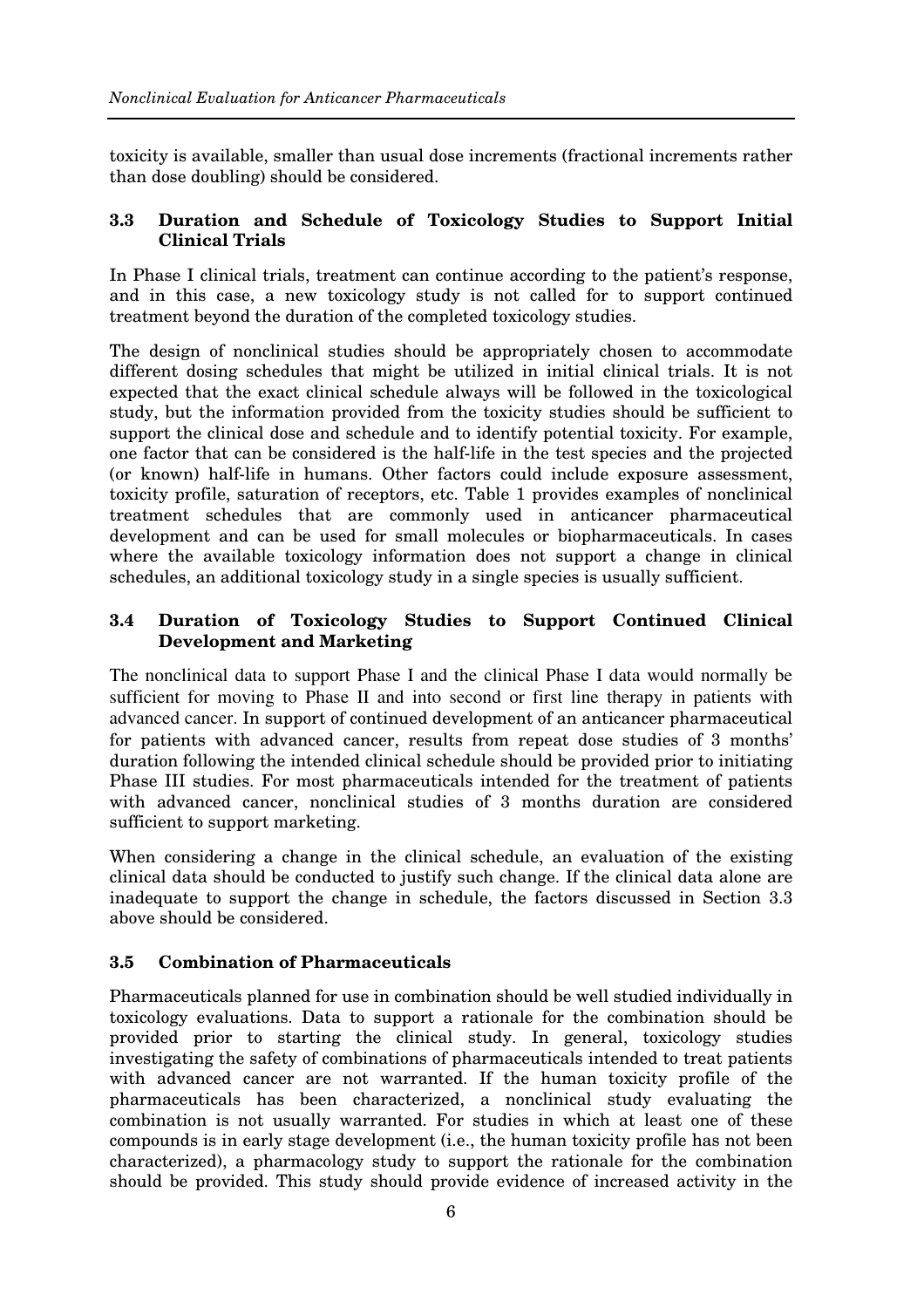toxicity is available, smaller than usual dose increments (fractional increments rather than dose doubling) should be considered.

### 3.3 Duration and Schedule of Toxicology Studies to Support Initial Clinical Trials

In Phase I clinical trials, treatment can continue according to the patient's response, and in this case, a new toxicology study is not called for to support continued treatment beyond the duration of the completed toxicology studies.

The design of nonclinical studies should be appropriately chosen to accommodate different dosing schedules that might be utilized in initial clinical trials. It is not expected that the exact clinical schedule always will be followed in the toxicological study, but the information provided from the toxicity studies should be sufficient to support the clinical dose and schedule and to identify potential toxicity. For example, one factor that can be considered is the half-life in the test species and the projected (or known) half-life in humans. Other factors could include exposure assessment, toxicity profile, saturation of receptors, etc. Table 1 provides examples of nonclinical treatment schedules that are commonly used in anticancer pharmaceutical development and can be used for small molecules or biopharmaceuticals. In cases where the available toxicology information does not support a change in clinical schedules, an additional toxicology study in a single species is usually sufficient.

### 3.4 Duration of Toxicology Studies to Support Continued Clinical Development and Marketing

The nonclinical data to support Phase I and the clinical Phase I data would normally be sufficient for moving to Phase II and into second or first line therapy in patients with advanced cancer. In support of continued development of an anticancer pharmaceutical for patients with advanced cancer, results from repeat dose studies of 3 months' duration following the intended clinical schedule should be provided prior to initiating Phase III studies. For most pharmaceuticals intended for the treatment of patients with advanced cancer, nonclinical studies of 3 months duration are considered sufficient to support marketing.

When considering a change in the clinical schedule, an evaluation of the existing clinical data should be conducted to justify such change. If the clinical data alone are inadequate to support the change in schedule, the factors discussed in Section 3.3 above should be considered.

### 3.5 Combination of Pharmaceuticals

Pharmaceuticals planned for use in combination should be well studied individually in toxicology evaluations. Data to support a rationale for the combination should be provided prior to starting the clinical study. In general, toxicology studies investigating the safety of combinations of pharmaceuticals intended to treat patients with advanced cancer are not warranted. If the human toxicity profile of the pharmaceuticals has been characterized, a nonclinical study evaluating the combination is not usually warranted. For studies in which at least one of these compounds is in early stage development (i.e., the human toxicity profile has not been characterized), a pharmacology study to support the rationale for the combination should be provided. This study should provide evidence of increased activity in the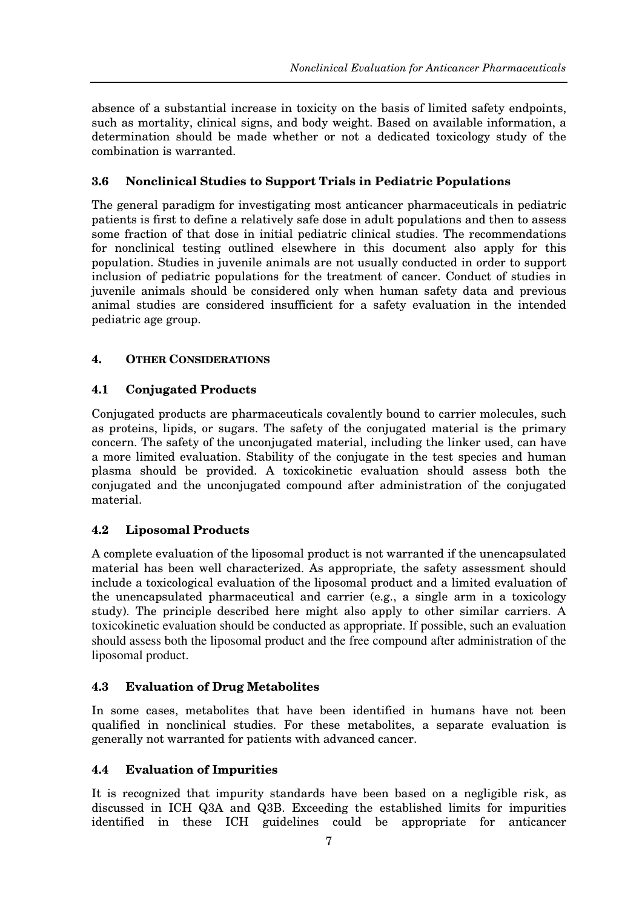absence of a substantial increase in toxicity on the basis of limited safety endpoints, such as mortality, clinical signs, and body weight. Based on available information, a determination should be made whether or not a dedicated toxicology study of the combination is warranted.

### 3.6 Nonclinical Studies to Support Trials in Pediatric Populations

The general paradigm for investigating most anticancer pharmaceuticals in pediatric patients is first to define a relatively safe dose in adult populations and then to assess some fraction of that dose in initial pediatric clinical studies. The recommendations for nonclinical testing outlined elsewhere in this document also apply for this population. Studies in juvenile animals are not usually conducted in order to support inclusion of pediatric populations for the treatment of cancer. Conduct of studies in juvenile animals should be considered only when human safety data and previous animal studies are considered insufficient for a safety evaluation in the intended pediatric age group.

## 4. OTHER CONSIDERATIONS

### 4.1 Conjugated Products

Conjugated products are pharmaceuticals covalently bound to carrier molecules, such as proteins, lipids, or sugars. The safety of the conjugated material is the primary concern. The safety of the unconjugated material, including the linker used, can have a more limited evaluation. Stability of the conjugate in the test species and human plasma should be provided. A toxicokinetic evaluation should assess both the conjugated and the unconjugated compound after administration of the conjugated material.

### 4.2 Liposomal Products

A complete evaluation of the liposomal product is not warranted if the unencapsulated material has been well characterized. As appropriate, the safety assessment should include a toxicological evaluation of the liposomal product and a limited evaluation of the unencapsulated pharmaceutical and carrier (e.g., a single arm in a toxicology study). The principle described here might also apply to other similar carriers. A toxicokinetic evaluation should be conducted as appropriate. If possible, such an evaluation should assess both the liposomal product and the free compound after administration of the liposomal product.

### 4.3 Evaluation of Drug Metabolites

In some cases, metabolites that have been identified in humans have not been qualified in nonclinical studies. For these metabolites, a separate evaluation is generally not warranted for patients with advanced cancer.

### 4.4 Evaluation of Impurities

It is recognized that impurity standards have been based on a negligible risk, as discussed in ICH Q3A and Q3B. Exceeding the established limits for impurities identified in these ICH guidelines could be appropriate for anticancer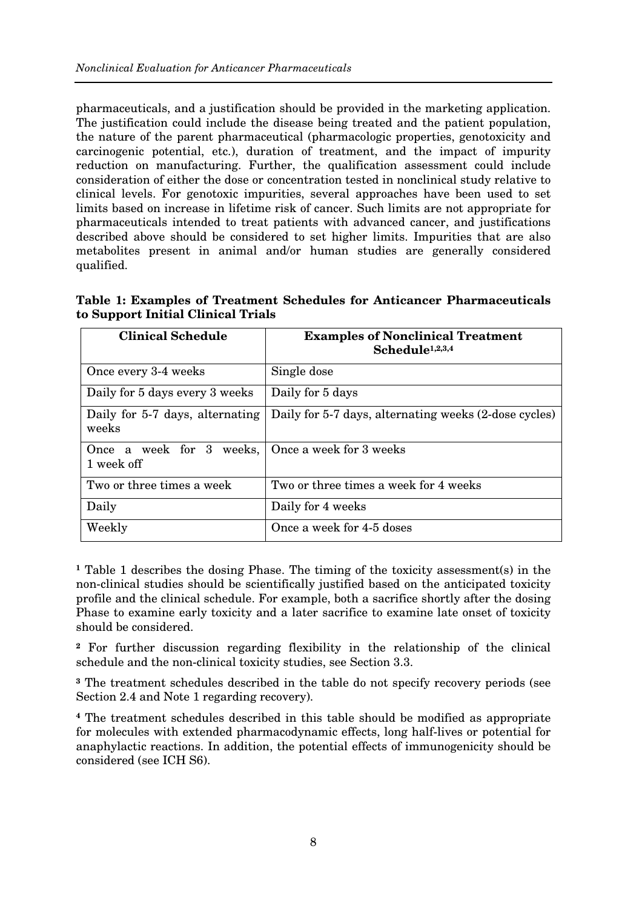pharmaceuticals, and a justification should be provided in the marketing application. The justification could include the disease being treated and the patient population, the nature of the parent pharmaceutical (pharmacologic properties, genotoxicity and carcinogenic potential, etc.), duration of treatment, and the impact of impurity reduction on manufacturing. Further, the qualification assessment could include consideration of either the dose or concentration tested in nonclinical study relative to clinical levels. For genotoxic impurities, several approaches have been used to set limits based on increase in lifetime risk of cancer. Such limits are not appropriate for pharmaceuticals intended to treat patients with advanced cancer, and justifications described above should be considered to set higher limits. Impurities that are also metabolites present in animal and/or human studies are generally considered qualified.

**Table 1: Examples of Treatment Schedules for Anticancer Pharmaceuticals to Support Initial Clinical Trials**

| Clinical Schedule | Examples of Nonclinical Treatment Schedule[1,2,3,4] |
|---|---|
| Once every 3-4 weeks | Single dose |
| Daily for 5 days every 3 weeks | Daily for 5 days |
| Daily for 5-7 days, alternating weeks | Daily for 5-7 days, alternating weeks (2-dose cycles) |
| Once a week for 3 weeks, 1 week off | Once a week for 3 weeks |
| Two or three times a week | Two or three times a week for 4 weeks |
| Daily | Daily for 4 weeks |
| Weekly | Once a week for 4-5 doses |

[1] Table 1 describes the dosing Phase. The timing of the toxicity assessment(s) in the non-clinical studies should be scientifically justified based on the anticipated toxicity profile and the clinical schedule. For example, both a sacrifice shortly after the dosing Phase to examine early toxicity and a later sacrifice to examine late onset of toxicity should be considered.

[2] For further discussion regarding flexibility in the relationship of the clinical schedule and the non-clinical toxicity studies, see Section 3.3.

[3] The treatment schedules described in the table do not specify recovery periods (see Section 2.4 and Note 1 regarding recovery).

[4] The treatment schedules described in this table should be modified as appropriate for molecules with extended pharmacodynamic effects, long half-lives or potential for anaphylactic reactions. In addition, the potential effects of immunogenicity should be considered (see ICH S6).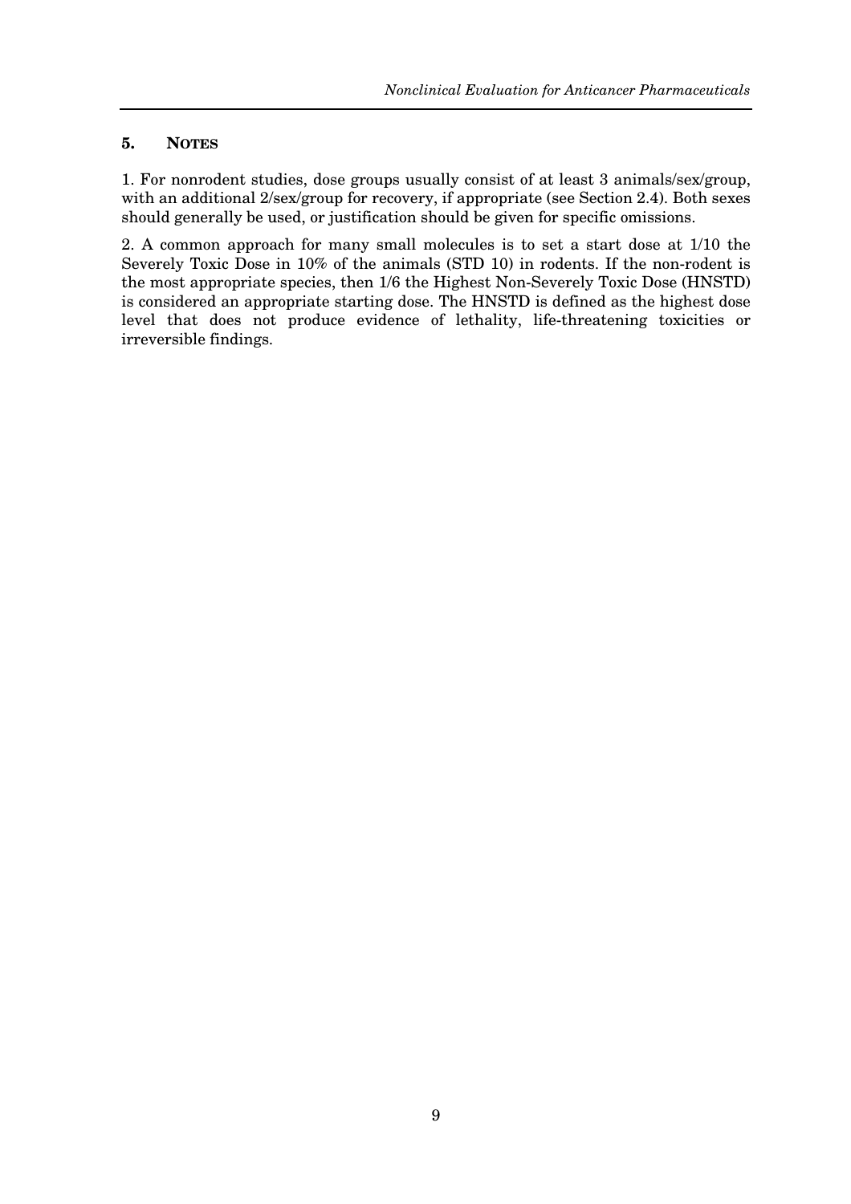## 5. NOTES

1. For nonrodent studies, dose groups usually consist of at least 3 animals/sex/group, with an additional 2/sex/group for recovery, if appropriate (see Section 2.4). Both sexes should generally be used, or justification should be given for specific omissions.

2. A common approach for many small molecules is to set a start dose at 1/10 the Severely Toxic Dose in 10% of the animals (STD 10) in rodents. If the non-rodent is the most appropriate species, then 1/6 the Highest Non-Severely Toxic Dose (HNSTD) is considered an appropriate starting dose. The HNSTD is defined as the highest dose level that does not produce evidence of lethality, life-threatening toxicities or irreversible findings.